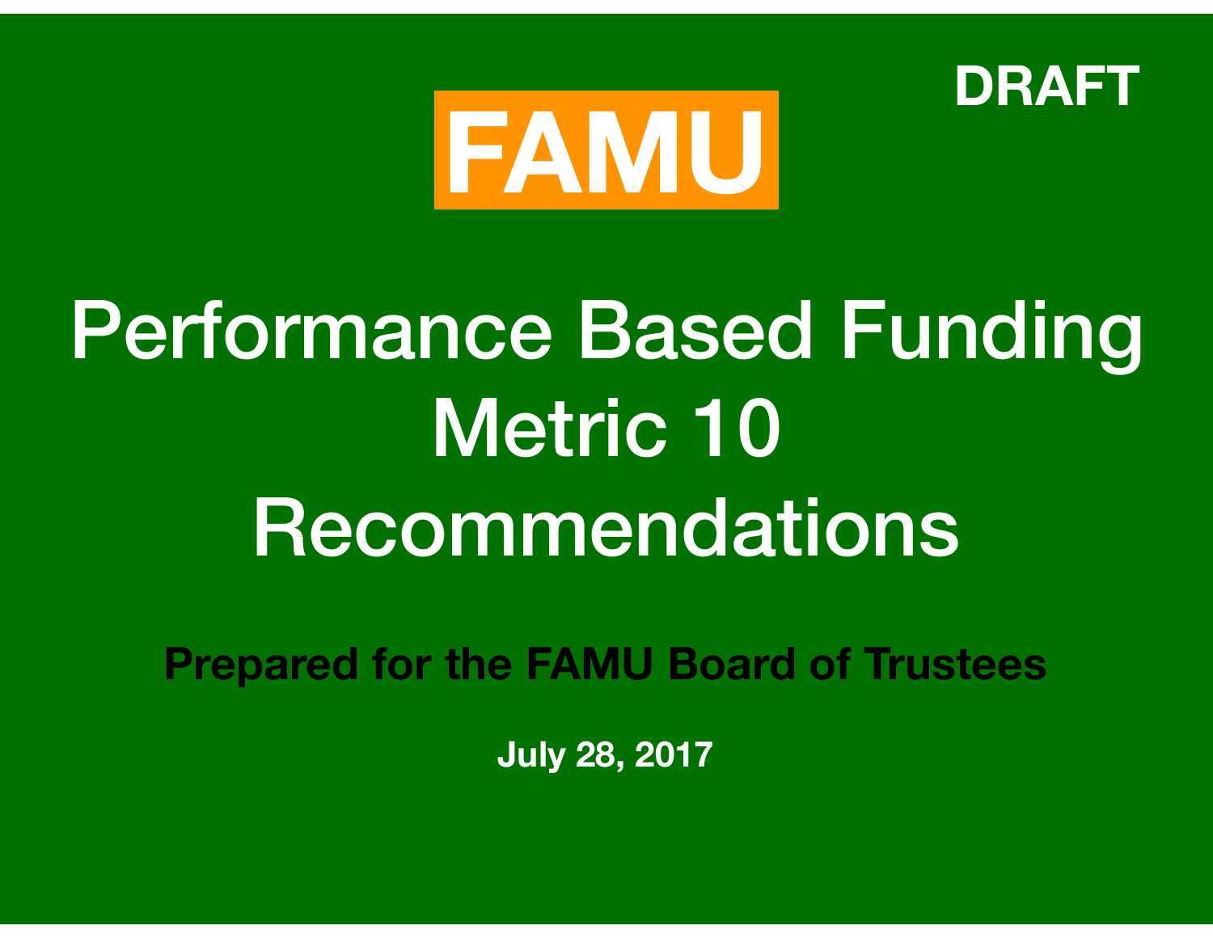**DRAFT**

**FAMU**

# Performance Based Funding Metric 10 Recommendations

**Prepared for the FAMU Board of Trustees**

**July 28, 2017**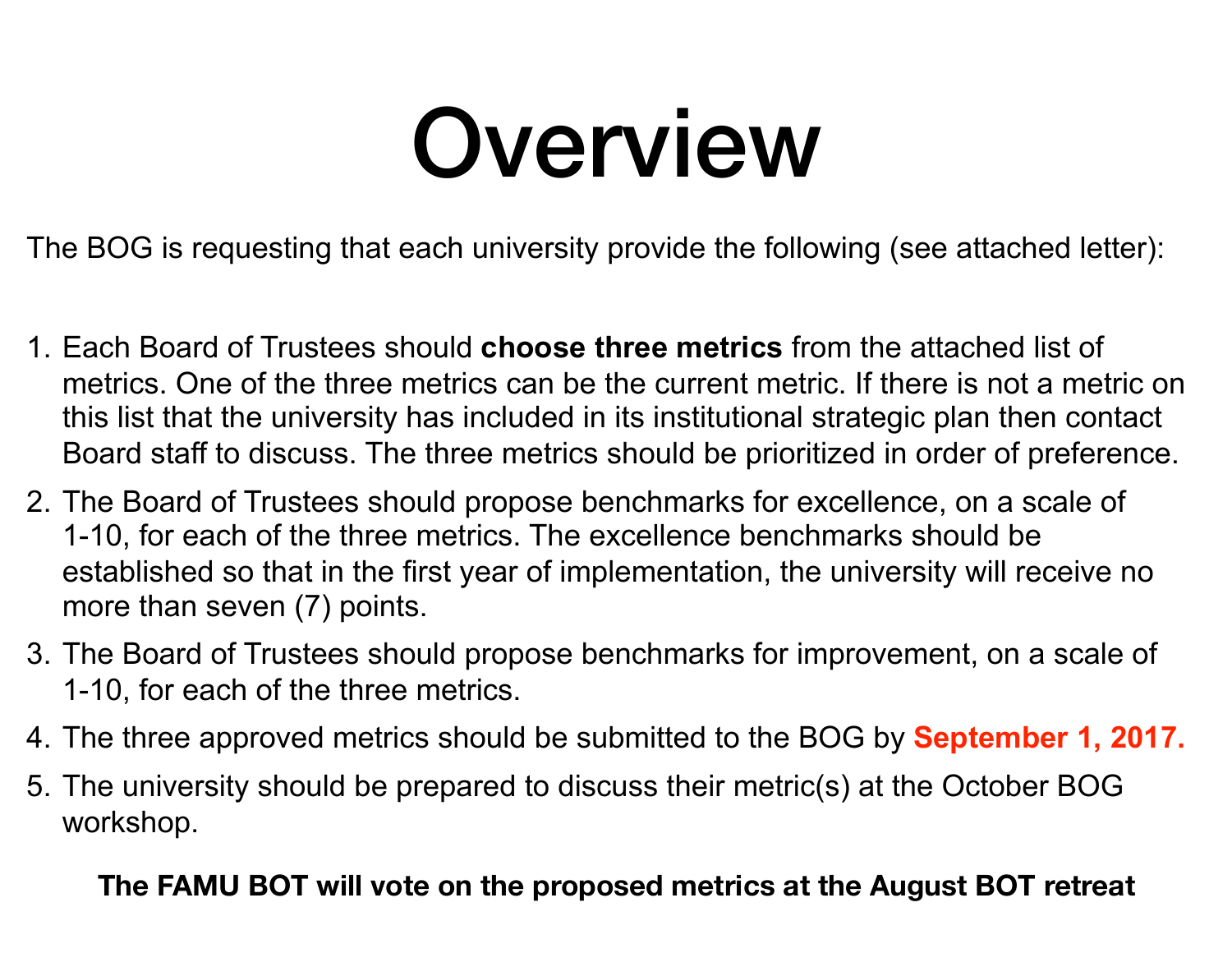# Overview

The BOG is requesting that each university provide the following (see attached letter):

1. Each Board of Trustees should **choose three metrics** from the attached list of metrics. One of the three metrics can be the current metric. If there is not a metric on this list that the university has included in its institutional strategic plan then contact Board staff to discuss. The three metrics should be prioritized in order of preference.
2. The Board of Trustees should propose benchmarks for excellence, on a scale of 1-10, for each of the three metrics. The excellence benchmarks should be established so that in the first year of implementation, the university will receive no more than seven (7) points.
3. The Board of Trustees should propose benchmarks for improvement, on a scale of 1-10, for each of the three metrics.
4. The three approved metrics should be submitted to the BOG by **September 1, 2017.**
5. The university should be prepared to discuss their metric(s) at the October BOG workshop.

**The FAMU BOT will vote on the proposed metrics at the August BOT retreat**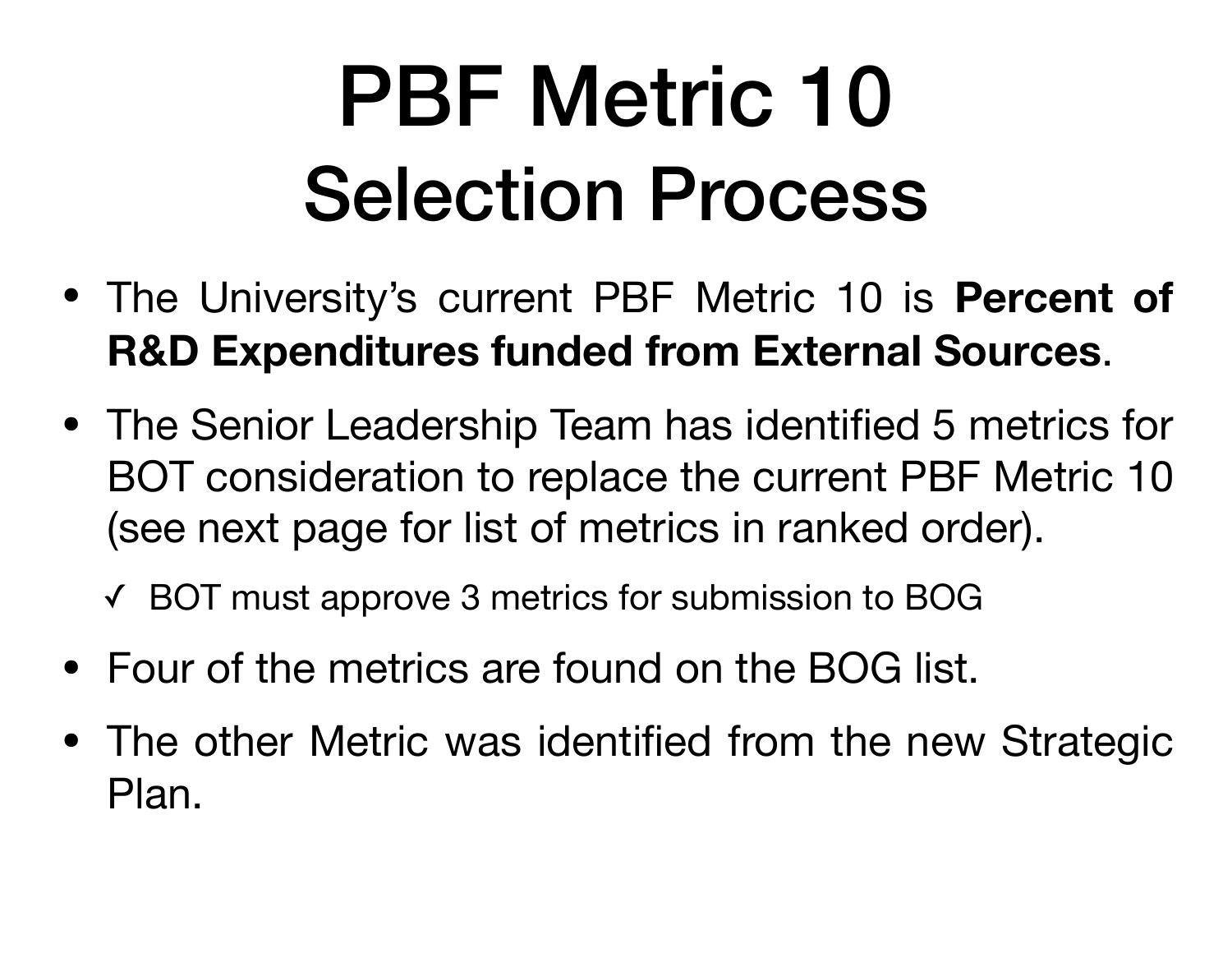# PBF Metric 10
# Selection Process

- The University's current PBF Metric 10 is **Percent of R&D Expenditures funded from External Sources**.
- The Senior Leadership Team has identified 5 metrics for BOT consideration to replace the current PBF Metric 10 (see next page for list of metrics in ranked order).
  - ✓ BOT must approve 3 metrics for submission to BOG
- Four of the metrics are found on the BOG list.
- The other Metric was identified from the new Strategic Plan.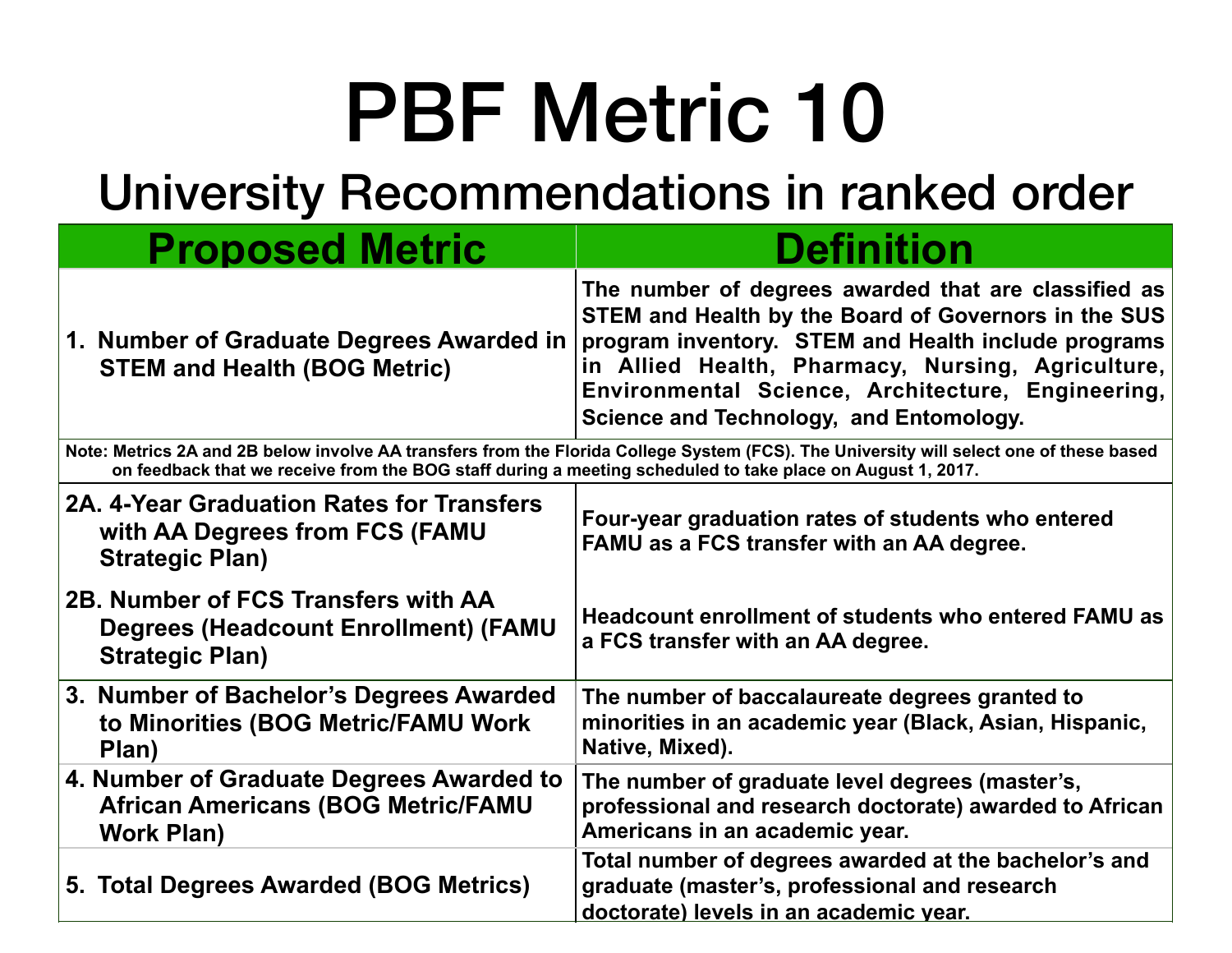# PBF Metric 10

## University Recommendations in ranked order

| Proposed Metric | Definition |
| --- | --- |
| 1. Number of Graduate Degrees Awarded in STEM and Health (BOG Metric) | The number of degrees awarded that are classified as STEM and Health by the Board of Governors in the SUS program inventory. STEM and Health include programs in Allied Health, Pharmacy, Nursing, Agriculture, Environmental Science, Architecture, Engineering, Science and Technology, and Entomology. |
| Note: Metrics 2A and 2B below involve AA transfers from the Florida College System (FCS). The University will select one of these based on feedback that we receive from the BOG staff during a meeting scheduled to take place on August 1, 2017. | |
| 2A. 4-Year Graduation Rates for Transfers with AA Degrees from FCS (FAMU Strategic Plan) | Four-year graduation rates of students who entered FAMU as a FCS transfer with an AA degree. |
| 2B. Number of FCS Transfers with AA Degrees (Headcount Enrollment) (FAMU Strategic Plan) | Headcount enrollment of students who entered FAMU as a FCS transfer with an AA degree. |
| 3. Number of Bachelor's Degrees Awarded to Minorities (BOG Metric/FAMU Work Plan) | The number of baccalaureate degrees granted to minorities in an academic year (Black, Asian, Hispanic, Native, Mixed). |
| 4. Number of Graduate Degrees Awarded to African Americans (BOG Metric/FAMU Work Plan) | The number of graduate level degrees (master's, professional and research doctorate) awarded to African Americans in an academic year. |
| 5. Total Degrees Awarded (BOG Metrics) | Total number of degrees awarded at the bachelor's and graduate (master's, professional and research doctorate) levels in an academic year. |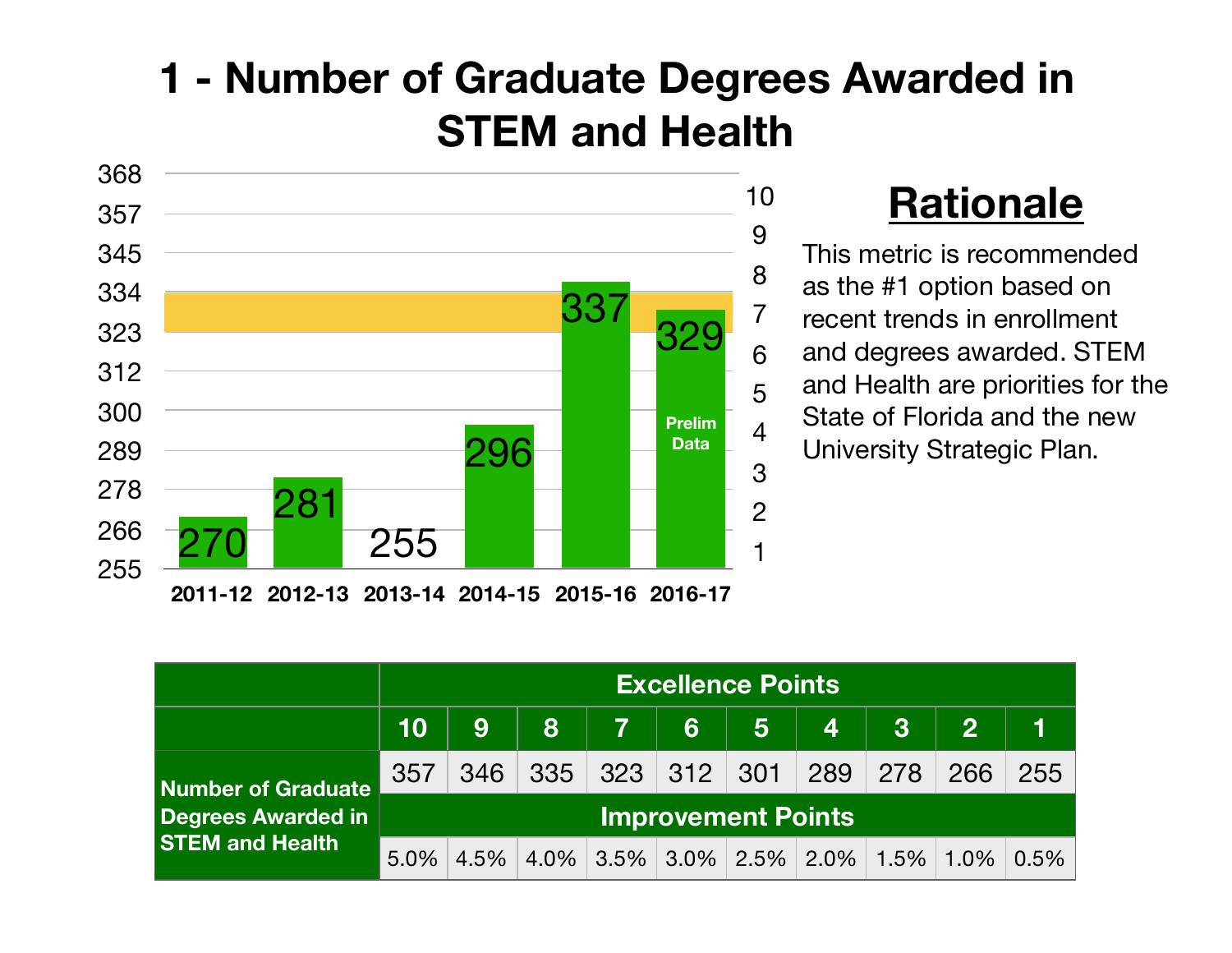# 1 - Number of Graduate Degrees Awarded in STEM and Health

| Year | Degrees Awarded |
|---|---|
| 2011-12 | 270 |
| 2012-13 | 281 |
| 2013-14 | 255 |
| 2014-15 | 296 |
| 2015-16 | 337 |
| 2016-17 | 329 (Prelim Data) |

## Rationale

This metric is recommended as the #1 option based on recent trends in enrollment and degrees awarded. STEM and Health are priorities for the State of Florida and the new University Strategic Plan.

| | Excellence Points | | | | | | | | | |
|---|---|---|---|---|---|---|---|---|---|---|
| | 10 | 9 | 8 | 7 | 6 | 5 | 4 | 3 | 2 | 1 |
| Number of Graduate Degrees Awarded in STEM and Health | 357 | 346 | 335 | 323 | 312 | 301 | 289 | 278 | 266 | 255 |
| | Improvement Points | | | | | | | | | |
| | 5.0% | 4.5% | 4.0% | 3.5% | 3.0% | 2.5% | 2.0% | 1.5% | 1.0% | 0.5% |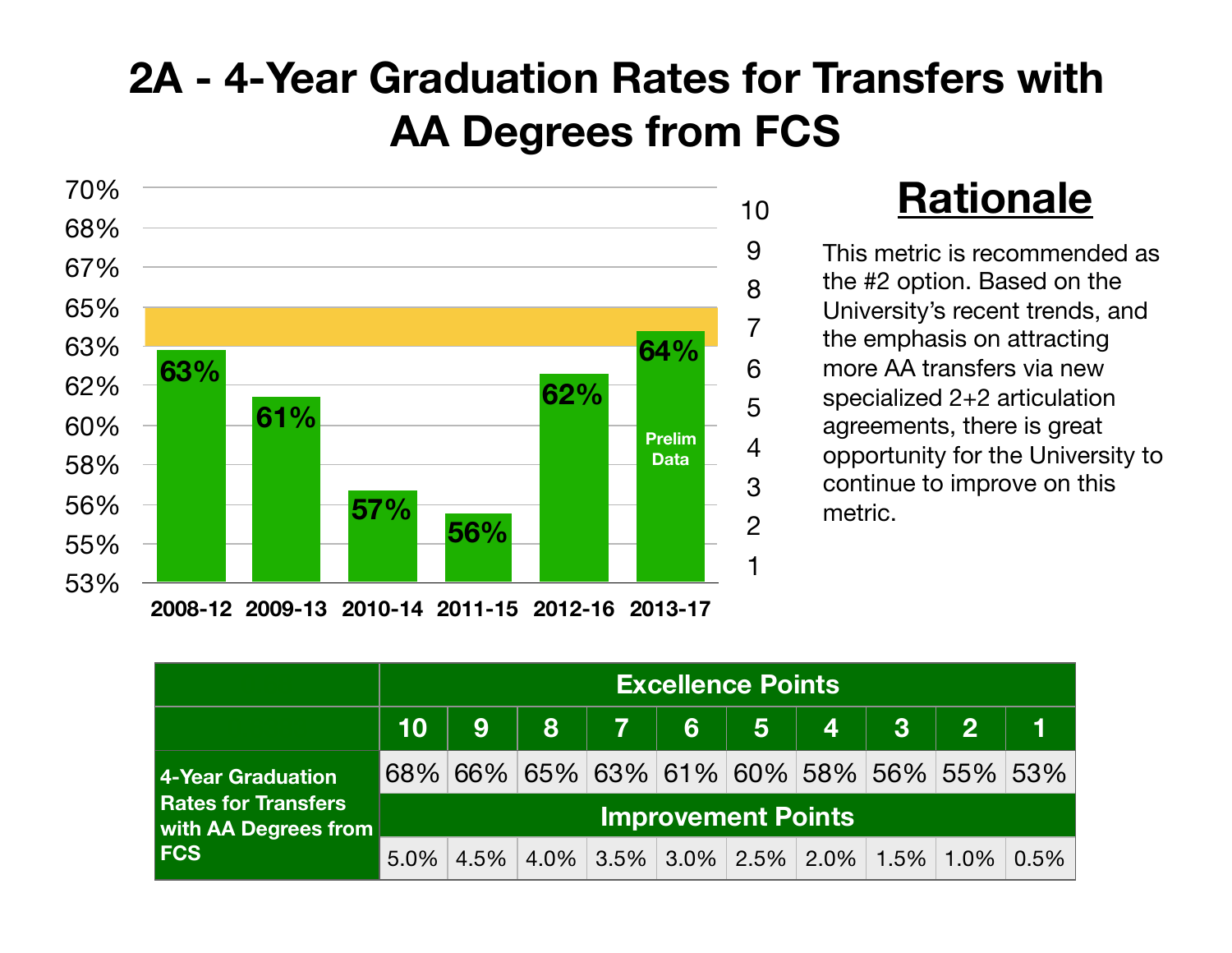# 2A - 4-Year Graduation Rates for Transfers with AA Degrees from FCS

| Cohort | Rate |
|---|---|
| 2008-12 | 63% |
| 2009-13 | 61% |
| 2010-14 | 57% |
| 2011-15 | 56% |
| 2012-16 | 62% |
| 2013-17 | 64% (Prelim Data) |

## Rationale

This metric is recommended as the #2 option. Based on the University's recent trends, and the emphasis on attracting more AA transfers via new specialized 2+2 articulation agreements, there is great opportunity for the University to continue to improve on this metric.

| | Excellence Points | | | | | | | | | |
|---|---|---|---|---|---|---|---|---|---|---|
| | 10 | 9 | 8 | 7 | 6 | 5 | 4 | 3 | 2 | 1 |
| 4-Year Graduation Rates for Transfers with AA Degrees from FCS | 68% | 66% | 65% | 63% | 61% | 60% | 58% | 56% | 55% | 53% |
| | Improvement Points | | | | | | | | | |
| | 5.0% | 4.5% | 4.0% | 3.5% | 3.0% | 2.5% | 2.0% | 1.5% | 1.0% | 0.5% |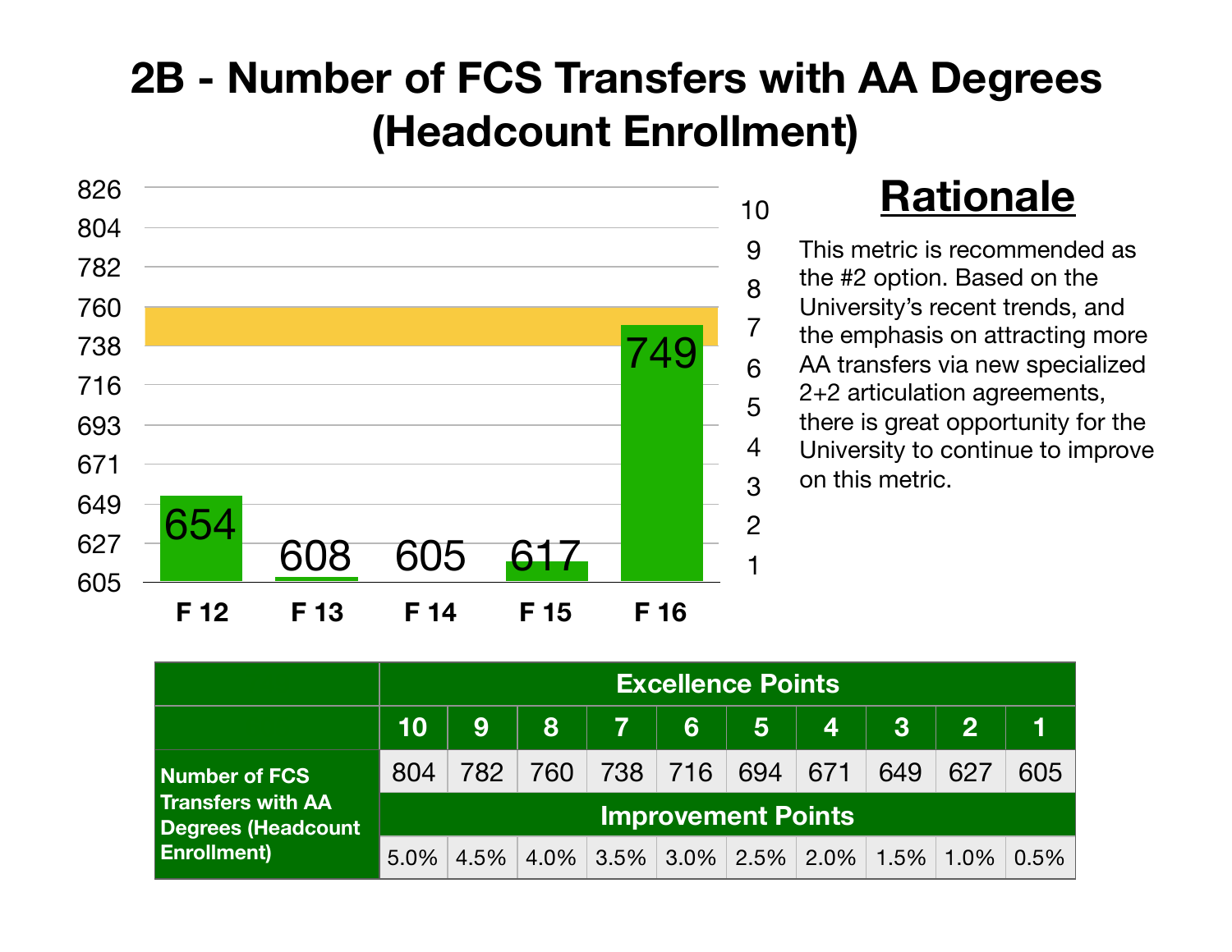# 2B - Number of FCS Transfers with AA Degrees (Headcount Enrollment)

| | F 12 | F 13 | F 14 | F 15 | F 16 |
|---|---|---|---|---|---|
| Number of FCS Transfers with AA Degrees (Headcount Enrollment) | 654 | 608 | 605 | 617 | 749 |

## Rationale

This metric is recommended as the #2 option. Based on the University's recent trends, and the emphasis on attracting more AA transfers via new specialized 2+2 articulation agreements, there is great opportunity for the University to continue to improve on this metric.

| | Excellence Points | | | | | | | | | |
|---|---|---|---|---|---|---|---|---|---|---|
| | 10 | 9 | 8 | 7 | 6 | 5 | 4 | 3 | 2 | 1 |
| Number of FCS Transfers with AA Degrees (Headcount Enrollment) | 804 | 782 | 760 | 738 | 716 | 694 | 671 | 649 | 627 | 605 |
| | Improvement Points | | | | | | | | | |
| | 5.0% | 4.5% | 4.0% | 3.5% | 3.0% | 2.5% | 2.0% | 1.5% | 1.0% | 0.5% |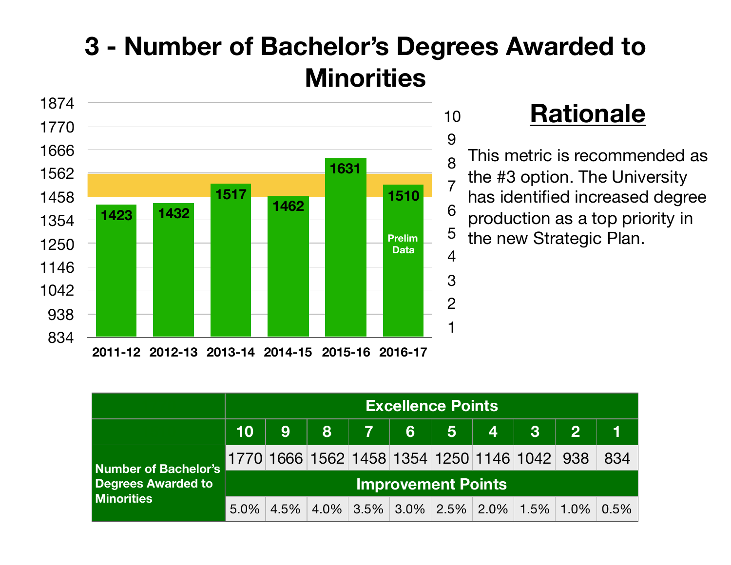# 3 - Number of Bachelor's Degrees Awarded to Minorities

| Year | Degrees |
|---|---|
| 2011-12 | 1423 |
| 2012-13 | 1432 |
| 2013-14 | 1517 |
| 2014-15 | 1462 |
| 2015-16 | 1631 |
| 2016-17 | 1510 (Prelim Data) |

## Rationale

This metric is recommended as the #3 option. The University has identified increased degree production as a top priority in the new Strategic Plan.

| | Excellence Points | | | | | | | | | |
|---|---|---|---|---|---|---|---|---|---|---|
| | 10 | 9 | 8 | 7 | 6 | 5 | 4 | 3 | 2 | 1 |
| Number of Bachelor's Degrees Awarded to Minorities | 1770 | 1666 | 1562 | 1458 | 1354 | 1250 | 1146 | 1042 | 938 | 834 |
| | Improvement Points | | | | | | | | | |
| | 5.0% | 4.5% | 4.0% | 3.5% | 3.0% | 2.5% | 2.0% | 1.5% | 1.0% | 0.5% |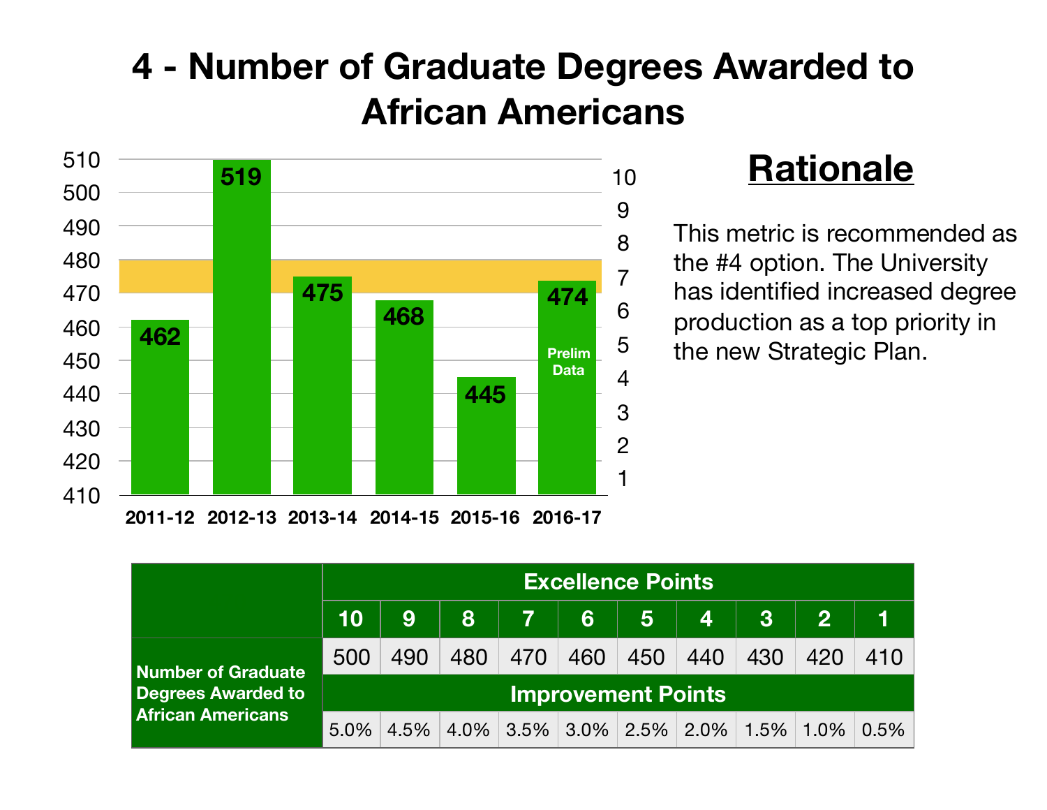# 4 - Number of Graduate Degrees Awarded to African Americans

| Year | Degrees |
|---|---|
| 2011-12 | 462 |
| 2012-13 | 519 |
| 2013-14 | 475 |
| 2014-15 | 468 |
| 2015-16 | 445 |
| 2016-17 | 474 (Prelim Data) |

## Rationale

This metric is recommended as the #4 option. The University has identified increased degree production as a top priority in the new Strategic Plan.

| | **Excellence Points** | | | | | | | | | |
|---|---|---|---|---|---|---|---|---|---|---|
| | **10** | **9** | **8** | **7** | **6** | **5** | **4** | **3** | **2** | **1** |
| **Number of Graduate Degrees Awarded to African Americans** | 500 | 490 | 480 | 470 | 460 | 450 | 440 | 430 | 420 | 410 |
| | **Improvement Points** | | | | | | | | | |
| | 5.0% | 4.5% | 4.0% | 3.5% | 3.0% | 2.5% | 2.0% | 1.5% | 1.0% | 0.5% |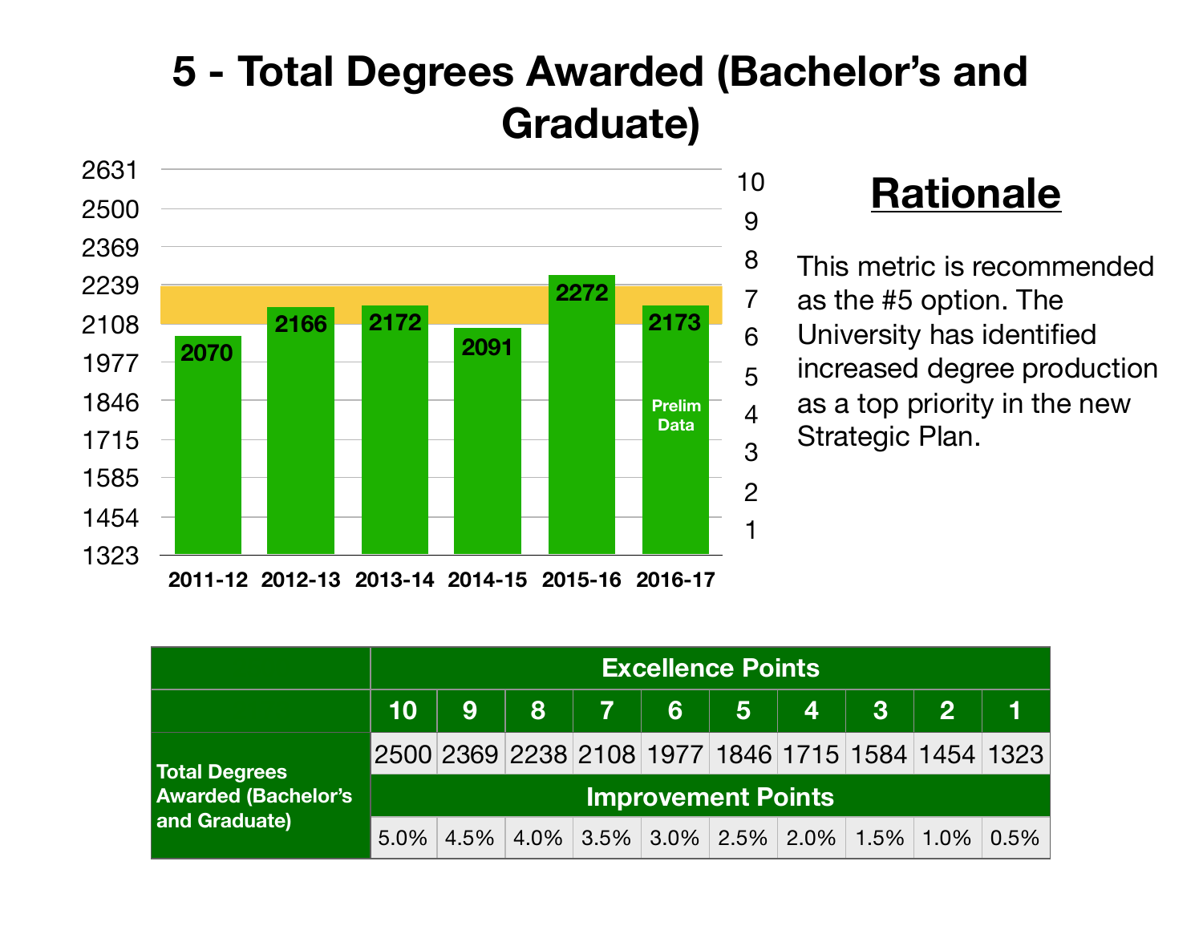# 5 - Total Degrees Awarded (Bachelor's and Graduate)

2631
2500
2369
2239
2108
1977
1846
1715
1585
1454
1323

10
9
8
7
6
5
4
3
2
1

2070
2166
2172
2091
2272
2173
Prelim Data

2011-12 2012-13 2013-14 2014-15 2015-16 2016-17

## Rationale

This metric is recommended as the #5 option. The University has identified increased degree production as a top priority in the new Strategic Plan.

| | Excellence Points | | | | | | | | | |
|---|---|---|---|---|---|---|---|---|---|---|
| | 10 | 9 | 8 | 7 | 6 | 5 | 4 | 3 | 2 | 1 |
| Total Degrees Awarded (Bachelor's and Graduate) | 2500 | 2369 | 2238 | 2108 | 1977 | 1846 | 1715 | 1584 | 1454 | 1323 |
| | Improvement Points | | | | | | | | | |
| | 5.0% | 4.5% | 4.0% | 3.5% | 3.0% | 2.5% | 2.0% | 1.5% | 1.0% | 0.5% |